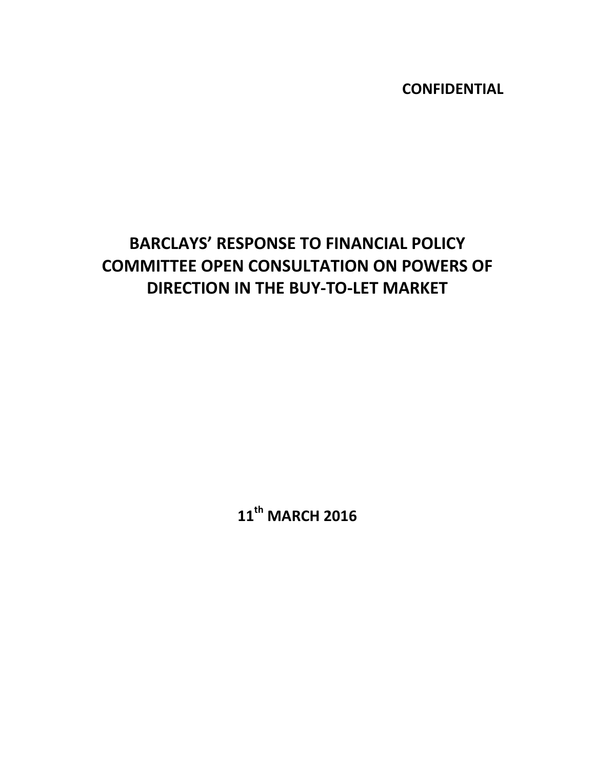**CONFIDENTIAL**

# BARCLAYS' RESPONSE TO FINANCIAL POLICY COMMITTEE OPEN CONSULTATION ON POWERS OF DIRECTION IN THE BUY-TO-LET MARKET

**11th MARCH 2016**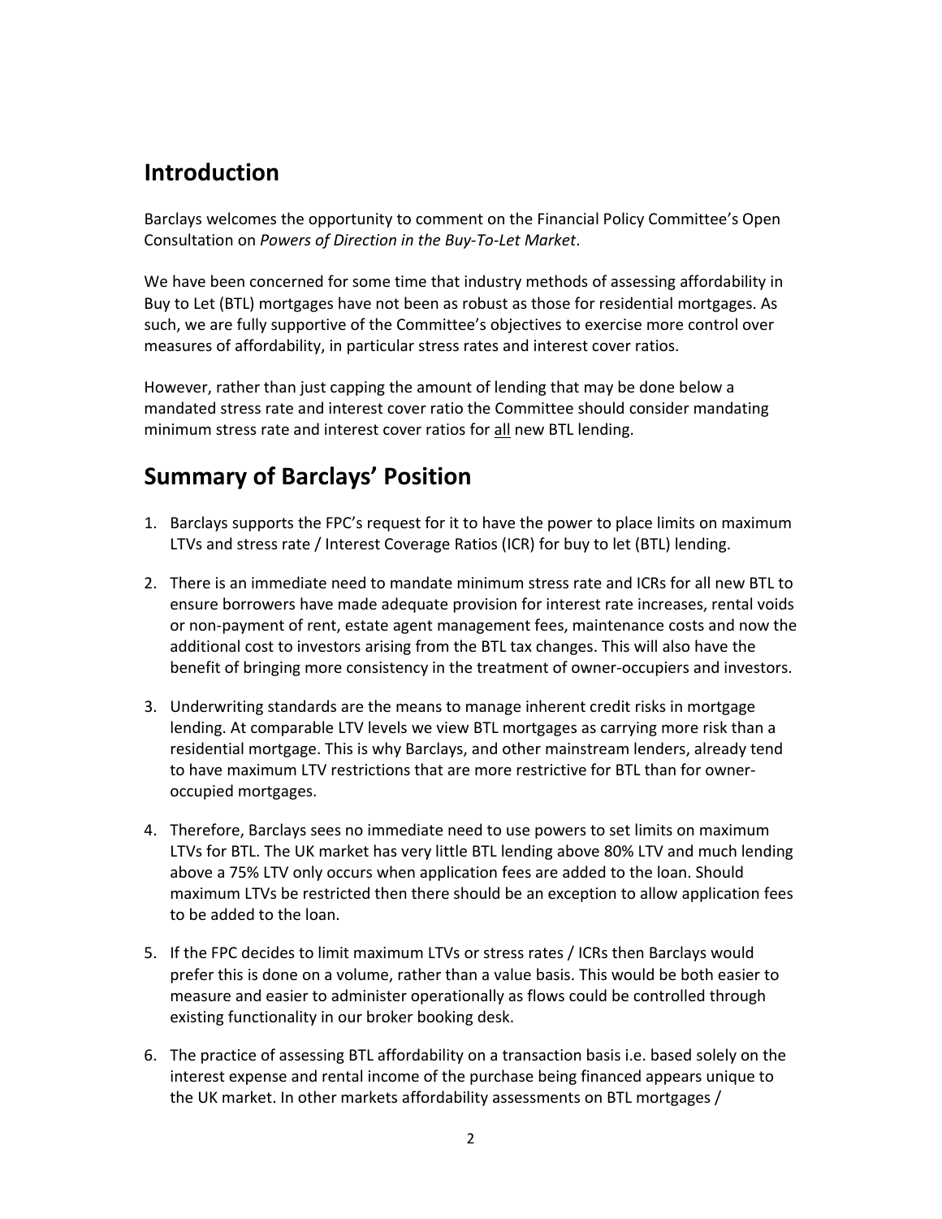## Introduction

Barclays welcomes the opportunity to comment on the Financial Policy Committee's Open Consultation on *Powers of Direction in the Buy-To-Let Market*.

We have been concerned for some time that industry methods of assessing affordability in Buy to Let (BTL) mortgages have not been as robust as those for residential mortgages. As such, we are fully supportive of the Committee's objectives to exercise more control over measures of affordability, in particular stress rates and interest cover ratios.

However, rather than just capping the amount of lending that may be done below a mandated stress rate and interest cover ratio the Committee should consider mandating minimum stress rate and interest cover ratios for <u>all</u> new BTL lending.

## Summary of Barclays' Position

1. Barclays supports the FPC's request for it to have the power to place limits on maximum LTVs and stress rate / Interest Coverage Ratios (ICR) for buy to let (BTL) lending.

2. There is an immediate need to mandate minimum stress rate and ICRs for all new BTL to ensure borrowers have made adequate provision for interest rate increases, rental voids or non-payment of rent, estate agent management fees, maintenance costs and now the additional cost to investors arising from the BTL tax changes. This will also have the benefit of bringing more consistency in the treatment of owner-occupiers and investors.

3. Underwriting standards are the means to manage inherent credit risks in mortgage lending. At comparable LTV levels we view BTL mortgages as carrying more risk than a residential mortgage. This is why Barclays, and other mainstream lenders, already tend to have maximum LTV restrictions that are more restrictive for BTL than for owner-occupied mortgages.

4. Therefore, Barclays sees no immediate need to use powers to set limits on maximum LTVs for BTL. The UK market has very little BTL lending above 80% LTV and much lending above a 75% LTV only occurs when application fees are added to the loan. Should maximum LTVs be restricted then there should be an exception to allow application fees to be added to the loan.

5. If the FPC decides to limit maximum LTVs or stress rates / ICRs then Barclays would prefer this is done on a volume, rather than a value basis. This would be both easier to measure and easier to administer operationally as flows could be controlled through existing functionality in our broker booking desk.

6. The practice of assessing BTL affordability on a transaction basis i.e. based solely on the interest expense and rental income of the purchase being financed appears unique to the UK market. In other markets affordability assessments on BTL mortgages /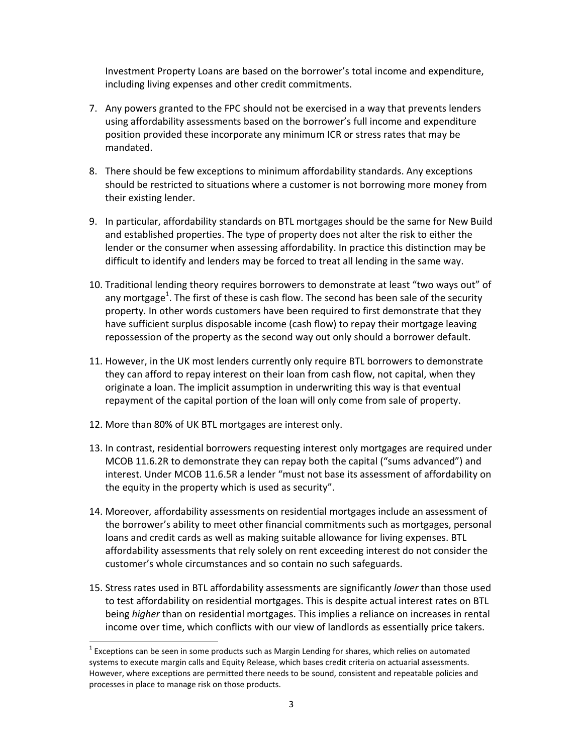Investment Property Loans are based on the borrower's total income and expenditure, including living expenses and other credit commitments.

7. Any powers granted to the FPC should not be exercised in a way that prevents lenders using affordability assessments based on the borrower's full income and expenditure position provided these incorporate any minimum ICR or stress rates that may be mandated.

8. There should be few exceptions to minimum affordability standards. Any exceptions should be restricted to situations where a customer is not borrowing more money from their existing lender.

9. In particular, affordability standards on BTL mortgages should be the same for New Build and established properties. The type of property does not alter the risk to either the lender or the consumer when assessing affordability. In practice this distinction may be difficult to identify and lenders may be forced to treat all lending in the same way.

10. Traditional lending theory requires borrowers to demonstrate at least "two ways out" of any mortgage[1]. The first of these is cash flow. The second has been sale of the security property. In other words customers have been required to first demonstrate that they have sufficient surplus disposable income (cash flow) to repay their mortgage leaving repossession of the property as the second way out only should a borrower default.

11. However, in the UK most lenders currently only require BTL borrowers to demonstrate they can afford to repay interest on their loan from cash flow, not capital, when they originate a loan. The implicit assumption in underwriting this way is that eventual repayment of the capital portion of the loan will only come from sale of property.

12. More than 80% of UK BTL mortgages are interest only.

13. In contrast, residential borrowers requesting interest only mortgages are required under MCOB 11.6.2R to demonstrate they can repay both the capital ("sums advanced") and interest. Under MCOB 11.6.5R a lender "must not base its assessment of affordability on the equity in the property which is used as security".

14. Moreover, affordability assessments on residential mortgages include an assessment of the borrower's ability to meet other financial commitments such as mortgages, personal loans and credit cards as well as making suitable allowance for living expenses. BTL affordability assessments that rely solely on rent exceeding interest do not consider the customer's whole circumstances and so contain no such safeguards.

15. Stress rates used in BTL affordability assessments are significantly *lower* than those used to test affordability on residential mortgages. This is despite actual interest rates on BTL being *higher* than on residential mortgages. This implies a reliance on increases in rental income over time, which conflicts with our view of landlords as essentially price takers.

[1] Exceptions can be seen in some products such as Margin Lending for shares, which relies on automated systems to execute margin calls and Equity Release, which bases credit criteria on actuarial assessments. However, where exceptions are permitted there needs to be sound, consistent and repeatable policies and processes in place to manage risk on those products.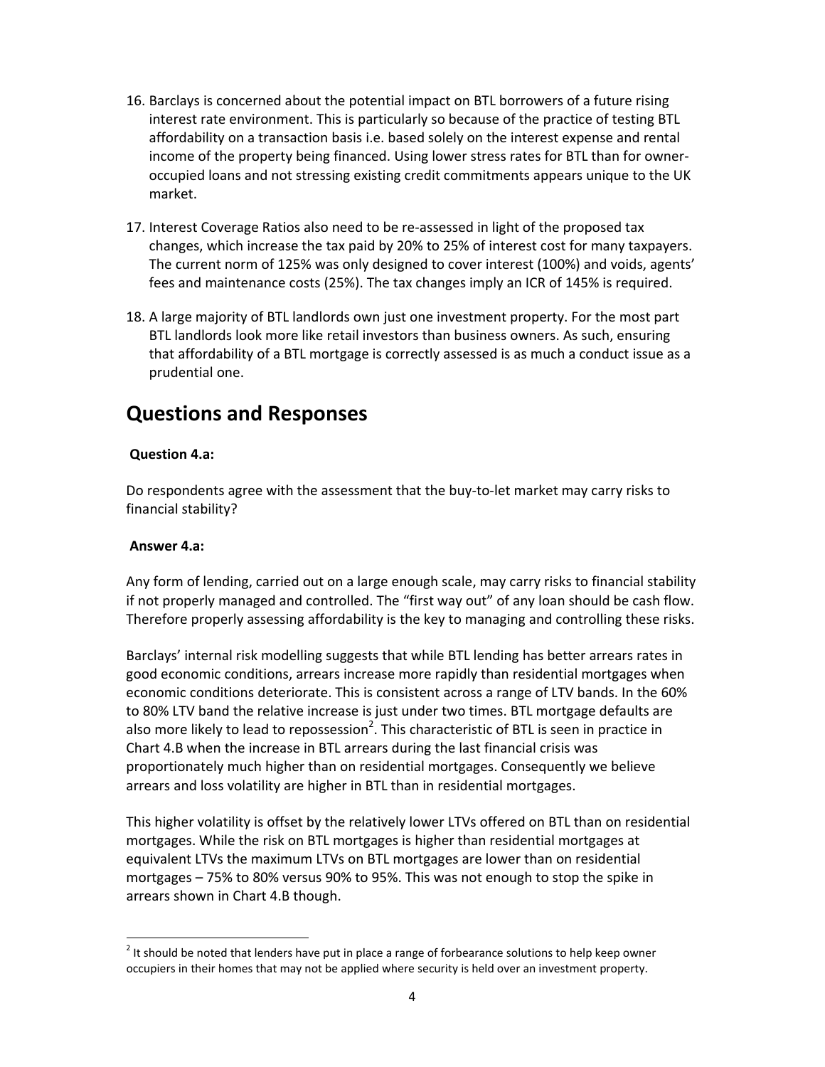16. Barclays is concerned about the potential impact on BTL borrowers of a future rising interest rate environment. This is particularly so because of the practice of testing BTL affordability on a transaction basis i.e. based solely on the interest expense and rental income of the property being financed. Using lower stress rates for BTL than for owner-occupied loans and not stressing existing credit commitments appears unique to the UK market.

17. Interest Coverage Ratios also need to be re-assessed in light of the proposed tax changes, which increase the tax paid by 20% to 25% of interest cost for many taxpayers. The current norm of 125% was only designed to cover interest (100%) and voids, agents' fees and maintenance costs (25%). The tax changes imply an ICR of 145% is required.

18. A large majority of BTL landlords own just one investment property. For the most part BTL landlords look more like retail investors than business owners. As such, ensuring that affordability of a BTL mortgage is correctly assessed is as much a conduct issue as a prudential one.

## Questions and Responses

**Question 4.a:**

Do respondents agree with the assessment that the buy-to-let market may carry risks to financial stability?

**Answer 4.a:**

Any form of lending, carried out on a large enough scale, may carry risks to financial stability if not properly managed and controlled. The "first way out" of any loan should be cash flow. Therefore properly assessing affordability is the key to managing and controlling these risks.

Barclays' internal risk modelling suggests that while BTL lending has better arrears rates in good economic conditions, arrears increase more rapidly than residential mortgages when economic conditions deteriorate. This is consistent across a range of LTV bands. In the 60% to 80% LTV band the relative increase is just under two times. BTL mortgage defaults are also more likely to lead to repossession[2]. This characteristic of BTL is seen in practice in Chart 4.B when the increase in BTL arrears during the last financial crisis was proportionately much higher than on residential mortgages. Consequently we believe arrears and loss volatility are higher in BTL than in residential mortgages.

This higher volatility is offset by the relatively lower LTVs offered on BTL than on residential mortgages. While the risk on BTL mortgages is higher than residential mortgages at equivalent LTVs the maximum LTVs on BTL mortgages are lower than on residential mortgages – 75% to 80% versus 90% to 95%. This was not enough to stop the spike in arrears shown in Chart 4.B though.

[2] It should be noted that lenders have put in place a range of forbearance solutions to help keep owner occupiers in their homes that may not be applied where security is held over an investment property.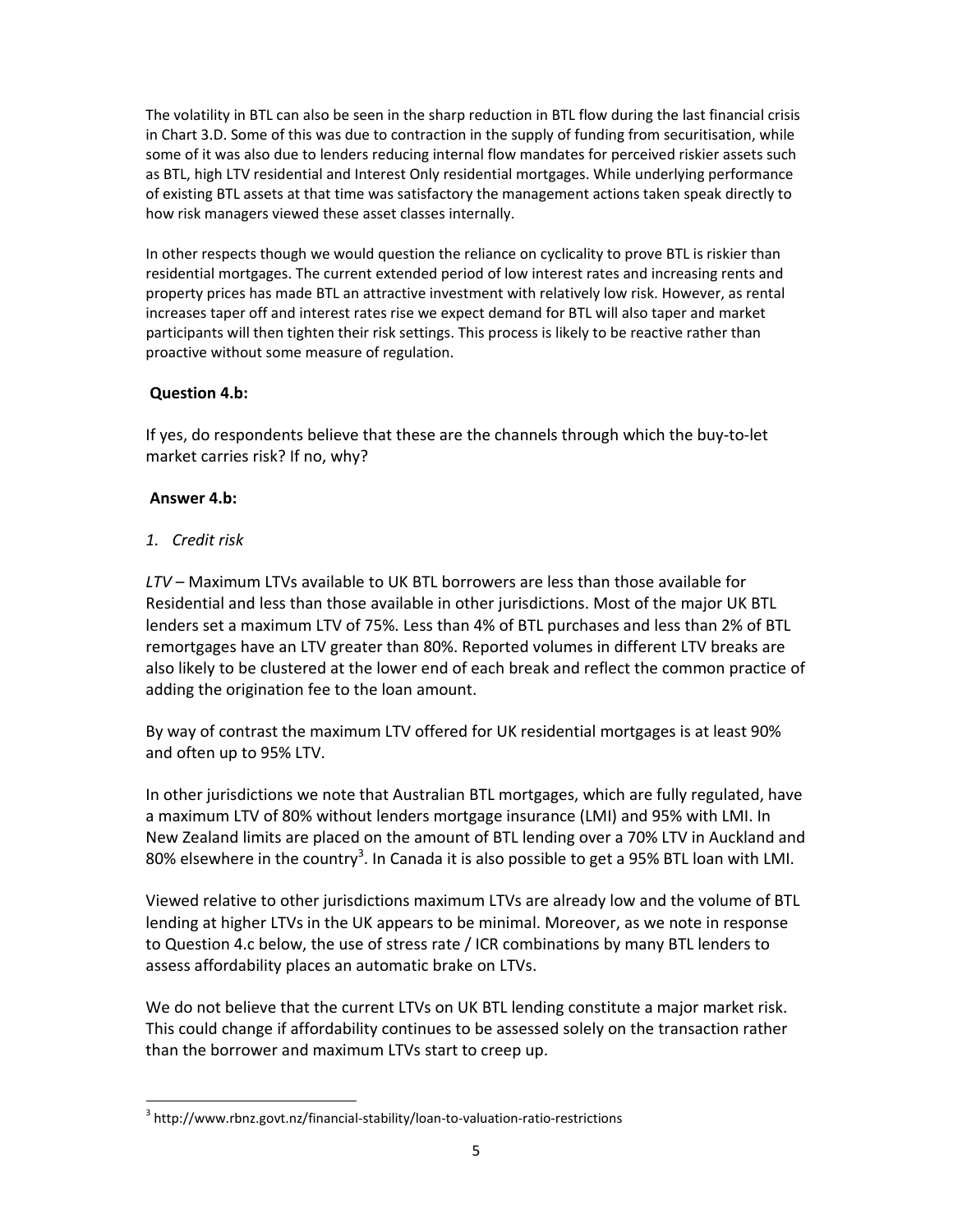The volatility in BTL can also be seen in the sharp reduction in BTL flow during the last financial crisis in Chart 3.D. Some of this was due to contraction in the supply of funding from securitisation, while some of it was also due to lenders reducing internal flow mandates for perceived riskier assets such as BTL, high LTV residential and Interest Only residential mortgages. While underlying performance of existing BTL assets at that time was satisfactory the management actions taken speak directly to how risk managers viewed these asset classes internally.

In other respects though we would question the reliance on cyclicality to prove BTL is riskier than residential mortgages. The current extended period of low interest rates and increasing rents and property prices has made BTL an attractive investment with relatively low risk. However, as rental increases taper off and interest rates rise we expect demand for BTL will also taper and market participants will then tighten their risk settings. This process is likely to be reactive rather than proactive without some measure of regulation.

**Question 4.b:**

If yes, do respondents believe that these are the channels through which the buy-to-let market carries risk? If no, why?

**Answer 4.b:**

1. *Credit risk*

*LTV* – Maximum LTVs available to UK BTL borrowers are less than those available for Residential and less than those available in other jurisdictions. Most of the major UK BTL lenders set a maximum LTV of 75%. Less than 4% of BTL purchases and less than 2% of BTL remortgages have an LTV greater than 80%. Reported volumes in different LTV breaks are also likely to be clustered at the lower end of each break and reflect the common practice of adding the origination fee to the loan amount.

By way of contrast the maximum LTV offered for UK residential mortgages is at least 90% and often up to 95% LTV.

In other jurisdictions we note that Australian BTL mortgages, which are fully regulated, have a maximum LTV of 80% without lenders mortgage insurance (LMI) and 95% with LMI. In New Zealand limits are placed on the amount of BTL lending over a 70% LTV in Auckland and 80% elsewhere in the country[3]. In Canada it is also possible to get a 95% BTL loan with LMI.

Viewed relative to other jurisdictions maximum LTVs are already low and the volume of BTL lending at higher LTVs in the UK appears to be minimal. Moreover, as we note in response to Question 4.c below, the use of stress rate / ICR combinations by many BTL lenders to assess affordability places an automatic brake on LTVs.

We do not believe that the current LTVs on UK BTL lending constitute a major market risk. This could change if affordability continues to be assessed solely on the transaction rather than the borrower and maximum LTVs start to creep up.

[3] http://www.rbnz.govt.nz/financial-stability/loan-to-valuation-ratio-restrictions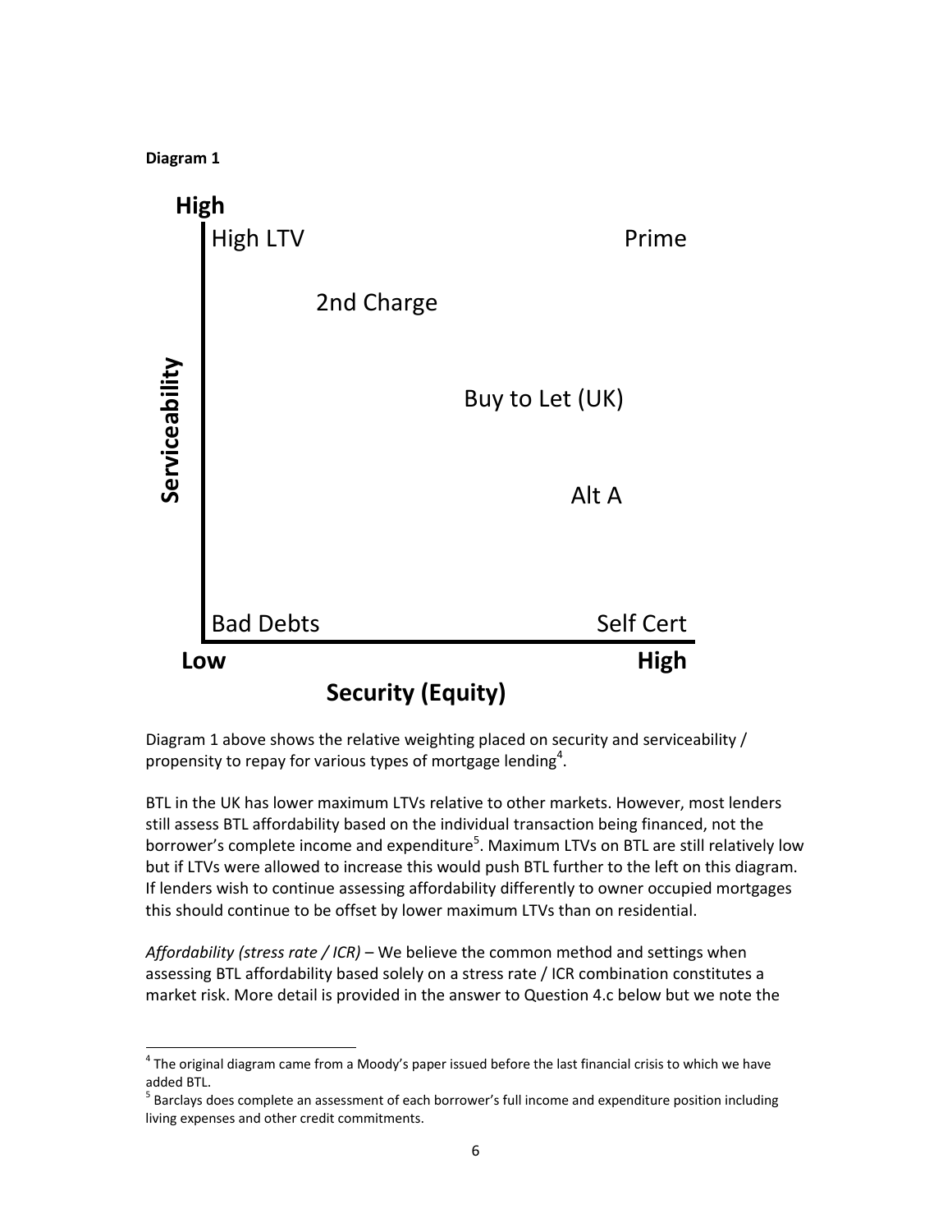**Diagram 1**

| Serviceability / Security (Equity) | Low | | | High |
|---|---|---|---|---|
| **High** | High LTV | | | Prime |
| | | 2nd Charge | | |
| | | | Buy to Let (UK) | |
| | | | Alt A | |
| **Low** | Bad Debts | | | Self Cert |

Diagram 1 above shows the relative weighting placed on security and serviceability / propensity to repay for various types of mortgage lending[4].

BTL in the UK has lower maximum LTVs relative to other markets. However, most lenders still assess BTL affordability based on the individual transaction being financed, not the borrower's complete income and expenditure[5]. Maximum LTVs on BTL are still relatively low but if LTVs were allowed to increase this would push BTL further to the left on this diagram. If lenders wish to continue assessing affordability differently to owner occupied mortgages this should continue to be offset by lower maximum LTVs than on residential.

*Affordability (stress rate / ICR)* – We believe the common method and settings when assessing BTL affordability based solely on a stress rate / ICR combination constitutes a market risk. More detail is provided in the answer to Question 4.c below but we note the

---

[4] The original diagram came from a Moody's paper issued before the last financial crisis to which we have added BTL.

[5] Barclays does complete an assessment of each borrower's full income and expenditure position including living expenses and other credit commitments.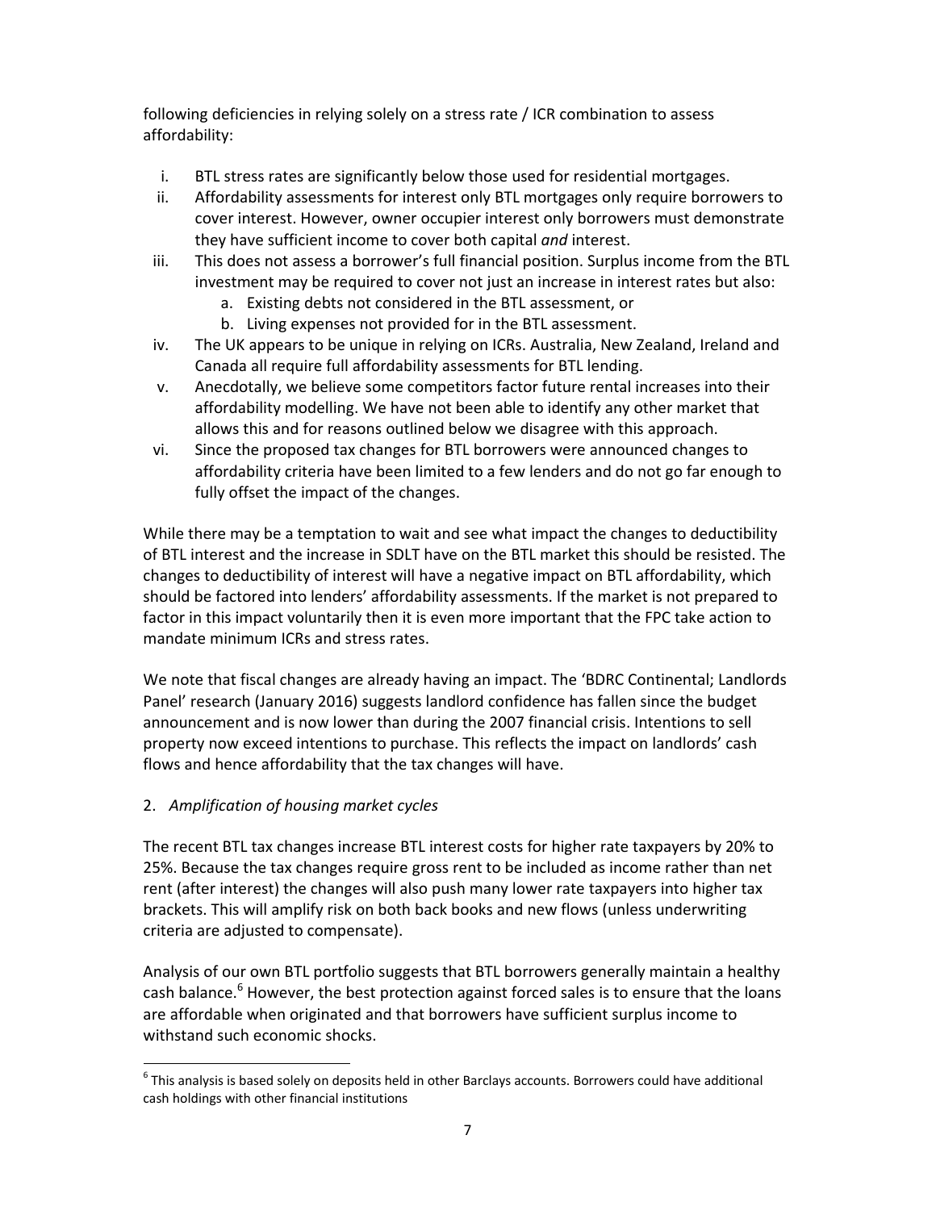following deficiencies in relying solely on a stress rate / ICR combination to assess affordability:

i. BTL stress rates are significantly below those used for residential mortgages.
ii. Affordability assessments for interest only BTL mortgages only require borrowers to cover interest. However, owner occupier interest only borrowers must demonstrate they have sufficient income to cover both capital *and* interest.
iii. This does not assess a borrower's full financial position. Surplus income from the BTL investment may be required to cover not just an increase in interest rates but also:
    a. Existing debts not considered in the BTL assessment, or
    b. Living expenses not provided for in the BTL assessment.
iv. The UK appears to be unique in relying on ICRs. Australia, New Zealand, Ireland and Canada all require full affordability assessments for BTL lending.
v. Anecdotally, we believe some competitors factor future rental increases into their affordability modelling. We have not been able to identify any other market that allows this and for reasons outlined below we disagree with this approach.
vi. Since the proposed tax changes for BTL borrowers were announced changes to affordability criteria have been limited to a few lenders and do not go far enough to fully offset the impact of the changes.

While there may be a temptation to wait and see what impact the changes to deductibility of BTL interest and the increase in SDLT have on the BTL market this should be resisted. The changes to deductibility of interest will have a negative impact on BTL affordability, which should be factored into lenders' affordability assessments. If the market is not prepared to factor in this impact voluntarily then it is even more important that the FPC take action to mandate minimum ICRs and stress rates.

We note that fiscal changes are already having an impact. The 'BDRC Continental; Landlords Panel' research (January 2016) suggests landlord confidence has fallen since the budget announcement and is now lower than during the 2007 financial crisis. Intentions to sell property now exceed intentions to purchase. This reflects the impact on landlords' cash flows and hence affordability that the tax changes will have.

2. *Amplification of housing market cycles*

The recent BTL tax changes increase BTL interest costs for higher rate taxpayers by 20% to 25%. Because the tax changes require gross rent to be included as income rather than net rent (after interest) the changes will also push many lower rate taxpayers into higher tax brackets. This will amplify risk on both back books and new flows (unless underwriting criteria are adjusted to compensate).

Analysis of our own BTL portfolio suggests that BTL borrowers generally maintain a healthy cash balance.[6] However, the best protection against forced sales is to ensure that the loans are affordable when originated and that borrowers have sufficient surplus income to withstand such economic shocks.

[6] This analysis is based solely on deposits held in other Barclays accounts. Borrowers could have additional cash holdings with other financial institutions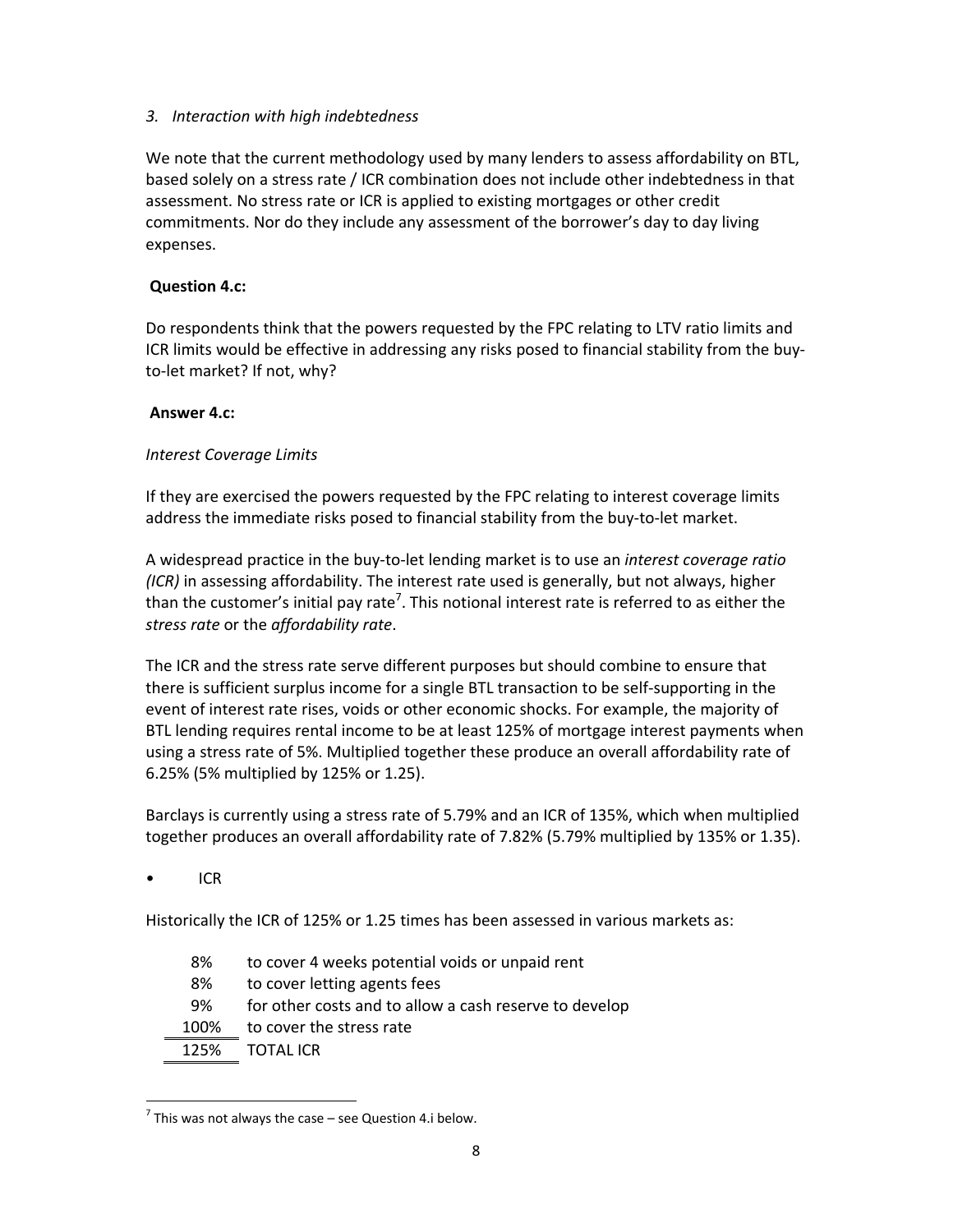### *3. Interaction with high indebtedness*

We note that the current methodology used by many lenders to assess affordability on BTL, based solely on a stress rate / ICR combination does not include other indebtedness in that assessment. No stress rate or ICR is applied to existing mortgages or other credit commitments. Nor do they include any assessment of the borrower's day to day living expenses.

**Question 4.c:**

Do respondents think that the powers requested by the FPC relating to LTV ratio limits and ICR limits would be effective in addressing any risks posed to financial stability from the buy-to-let market? If not, why?

**Answer 4.c:**

*Interest Coverage Limits*

If they are exercised the powers requested by the FPC relating to interest coverage limits address the immediate risks posed to financial stability from the buy-to-let market.

A widespread practice in the buy-to-let lending market is to use an *interest coverage ratio (ICR)* in assessing affordability. The interest rate used is generally, but not always, higher than the customer's initial pay rate[7]. This notional interest rate is referred to as either the *stress rate* or the *affordability rate*.

The ICR and the stress rate serve different purposes but should combine to ensure that there is sufficient surplus income for a single BTL transaction to be self-supporting in the event of interest rate rises, voids or other economic shocks. For example, the majority of BTL lending requires rental income to be at least 125% of mortgage interest payments when using a stress rate of 5%. Multiplied together these produce an overall affordability rate of 6.25% (5% multiplied by 125% or 1.25).

Barclays is currently using a stress rate of 5.79% and an ICR of 135%, which when multiplied together produces an overall affordability rate of 7.82% (5.79% multiplied by 135% or 1.35).

- ICR

Historically the ICR of 125% or 1.25 times has been assessed in various markets as:

| | |
|---|---|
| 8% | to cover 4 weeks potential voids or unpaid rent |
| 8% | to cover letting agents fees |
| 9% | for other costs and to allow a cash reserve to develop |
| 100% | to cover the stress rate |
| 125% | TOTAL ICR |

[7] This was not always the case – see Question 4.i below.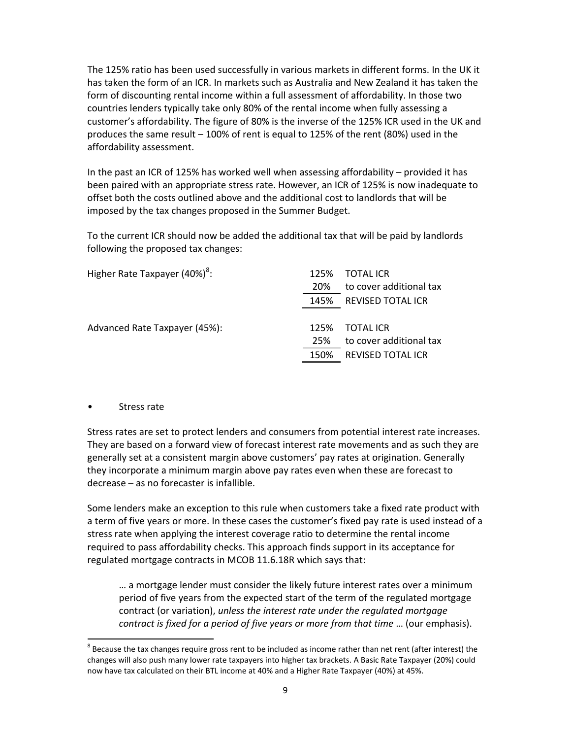The 125% ratio has been used successfully in various markets in different forms. In the UK it has taken the form of an ICR. In markets such as Australia and New Zealand it has taken the form of discounting rental income within a full assessment of affordability. In those two countries lenders typically take only 80% of the rental income when fully assessing a customer's affordability. The figure of 80% is the inverse of the 125% ICR used in the UK and produces the same result – 100% of rent is equal to 125% of the rent (80%) used in the affordability assessment.

In the past an ICR of 125% has worked well when assessing affordability – provided it has been paired with an appropriate stress rate. However, an ICR of 125% is now inadequate to offset both the costs outlined above and the additional cost to landlords that will be imposed by the tax changes proposed in the Summer Budget.

To the current ICR should now be added the additional tax that will be paid by landlords following the proposed tax changes:

| | | |
|---|---|---|
| Higher Rate Taxpayer (40%)[8]: | 125% | TOTAL ICR |
| | 20% | to cover additional tax |
| | 145% | REVISED TOTAL ICR |
| Advanced Rate Taxpayer (45%): | 125% | TOTAL ICR |
| | 25% | to cover additional tax |
| | 150% | REVISED TOTAL ICR |

- Stress rate

Stress rates are set to protect lenders and consumers from potential interest rate increases. They are based on a forward view of forecast interest rate movements and as such they are generally set at a consistent margin above customers' pay rates at origination. Generally they incorporate a minimum margin above pay rates even when these are forecast to decrease – as no forecaster is infallible.

Some lenders make an exception to this rule when customers take a fixed rate product with a term of five years or more. In these cases the customer's fixed pay rate is used instead of a stress rate when applying the interest coverage ratio to determine the rental income required to pass affordability checks. This approach finds support in its acceptance for regulated mortgage contracts in MCOB 11.6.18R which says that:

> … a mortgage lender must consider the likely future interest rates over a minimum period of five years from the expected start of the term of the regulated mortgage contract (or variation), *unless the interest rate under the regulated mortgage contract is fixed for a period of five years or more from that time* … (our emphasis).

[8] Because the tax changes require gross rent to be included as income rather than net rent (after interest) the changes will also push many lower rate taxpayers into higher tax brackets. A Basic Rate Taxpayer (20%) could now have tax calculated on their BTL income at 40% and a Higher Rate Taxpayer (40%) at 45%.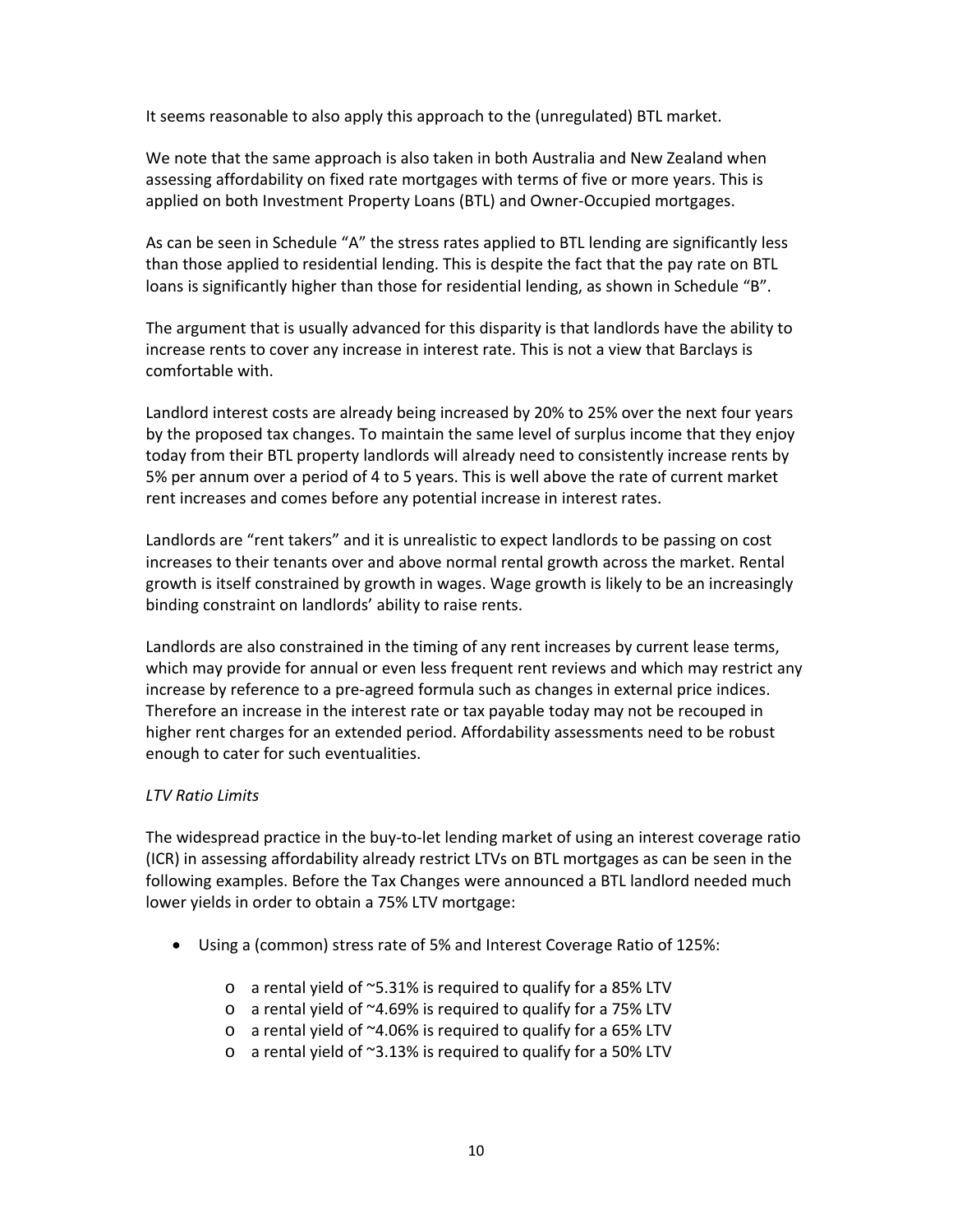It seems reasonable to also apply this approach to the (unregulated) BTL market.

We note that the same approach is also taken in both Australia and New Zealand when assessing affordability on fixed rate mortgages with terms of five or more years. This is applied on both Investment Property Loans (BTL) and Owner-Occupied mortgages.

As can be seen in Schedule "A" the stress rates applied to BTL lending are significantly less than those applied to residential lending. This is despite the fact that the pay rate on BTL loans is significantly higher than those for residential lending, as shown in Schedule "B".

The argument that is usually advanced for this disparity is that landlords have the ability to increase rents to cover any increase in interest rate. This is not a view that Barclays is comfortable with.

Landlord interest costs are already being increased by 20% to 25% over the next four years by the proposed tax changes. To maintain the same level of surplus income that they enjoy today from their BTL property landlords will already need to consistently increase rents by 5% per annum over a period of 4 to 5 years. This is well above the rate of current market rent increases and comes before any potential increase in interest rates.

Landlords are "rent takers" and it is unrealistic to expect landlords to be passing on cost increases to their tenants over and above normal rental growth across the market. Rental growth is itself constrained by growth in wages. Wage growth is likely to be an increasingly binding constraint on landlords' ability to raise rents.

Landlords are also constrained in the timing of any rent increases by current lease terms, which may provide for annual or even less frequent rent reviews and which may restrict any increase by reference to a pre-agreed formula such as changes in external price indices. Therefore an increase in the interest rate or tax payable today may not be recouped in higher rent charges for an extended period. Affordability assessments need to be robust enough to cater for such eventualities.

*LTV Ratio Limits*

The widespread practice in the buy-to-let lending market of using an interest coverage ratio (ICR) in assessing affordability already restrict LTVs on BTL mortgages as can be seen in the following examples. Before the Tax Changes were announced a BTL landlord needed much lower yields in order to obtain a 75% LTV mortgage:

- Using a (common) stress rate of 5% and Interest Coverage Ratio of 125%:
  - a rental yield of ~5.31% is required to qualify for a 85% LTV
  - a rental yield of ~4.69% is required to qualify for a 75% LTV
  - a rental yield of ~4.06% is required to qualify for a 65% LTV
  - a rental yield of ~3.13% is required to qualify for a 50% LTV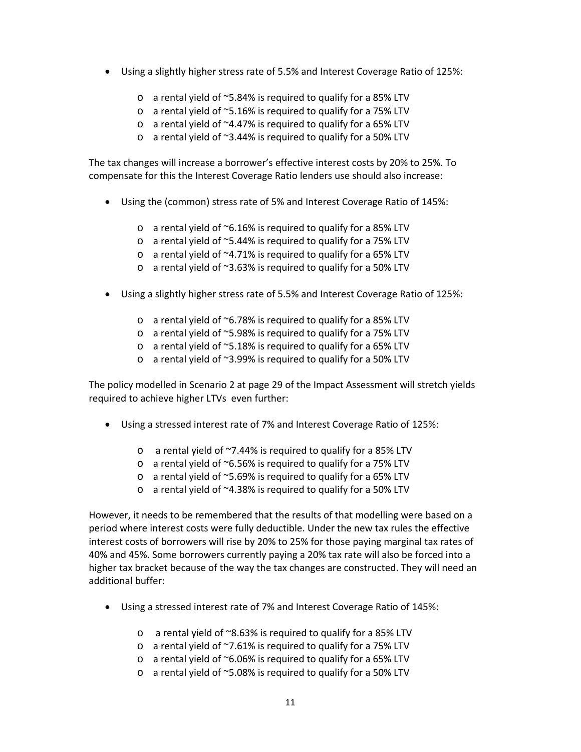- Using a slightly higher stress rate of 5.5% and Interest Coverage Ratio of 125%:
    - a rental yield of ~5.84% is required to qualify for a 85% LTV
    - a rental yield of ~5.16% is required to qualify for a 75% LTV
    - a rental yield of ~4.47% is required to qualify for a 65% LTV
    - a rental yield of ~3.44% is required to qualify for a 50% LTV

The tax changes will increase a borrower's effective interest costs by 20% to 25%. To compensate for this the Interest Coverage Ratio lenders use should also increase:

- Using the (common) stress rate of 5% and Interest Coverage Ratio of 145%:
    - a rental yield of ~6.16% is required to qualify for a 85% LTV
    - a rental yield of ~5.44% is required to qualify for a 75% LTV
    - a rental yield of ~4.71% is required to qualify for a 65% LTV
    - a rental yield of ~3.63% is required to qualify for a 50% LTV

- Using a slightly higher stress rate of 5.5% and Interest Coverage Ratio of 125%:
    - a rental yield of ~6.78% is required to qualify for a 85% LTV
    - a rental yield of ~5.98% is required to qualify for a 75% LTV
    - a rental yield of ~5.18% is required to qualify for a 65% LTV
    - a rental yield of ~3.99% is required to qualify for a 50% LTV

The policy modelled in Scenario 2 at page 29 of the Impact Assessment will stretch yields required to achieve higher LTVs even further:

- Using a stressed interest rate of 7% and Interest Coverage Ratio of 125%:
    - a rental yield of ~7.44% is required to qualify for a 85% LTV
    - a rental yield of ~6.56% is required to qualify for a 75% LTV
    - a rental yield of ~5.69% is required to qualify for a 65% LTV
    - a rental yield of ~4.38% is required to qualify for a 50% LTV

However, it needs to be remembered that the results of that modelling were based on a period where interest costs were fully deductible. Under the new tax rules the effective interest costs of borrowers will rise by 20% to 25% for those paying marginal tax rates of 40% and 45%. Some borrowers currently paying a 20% tax rate will also be forced into a higher tax bracket because of the way the tax changes are constructed. They will need an additional buffer:

- Using a stressed interest rate of 7% and Interest Coverage Ratio of 145%:
    - a rental yield of ~8.63% is required to qualify for a 85% LTV
    - a rental yield of ~7.61% is required to qualify for a 75% LTV
    - a rental yield of ~6.06% is required to qualify for a 65% LTV
    - a rental yield of ~5.08% is required to qualify for a 50% LTV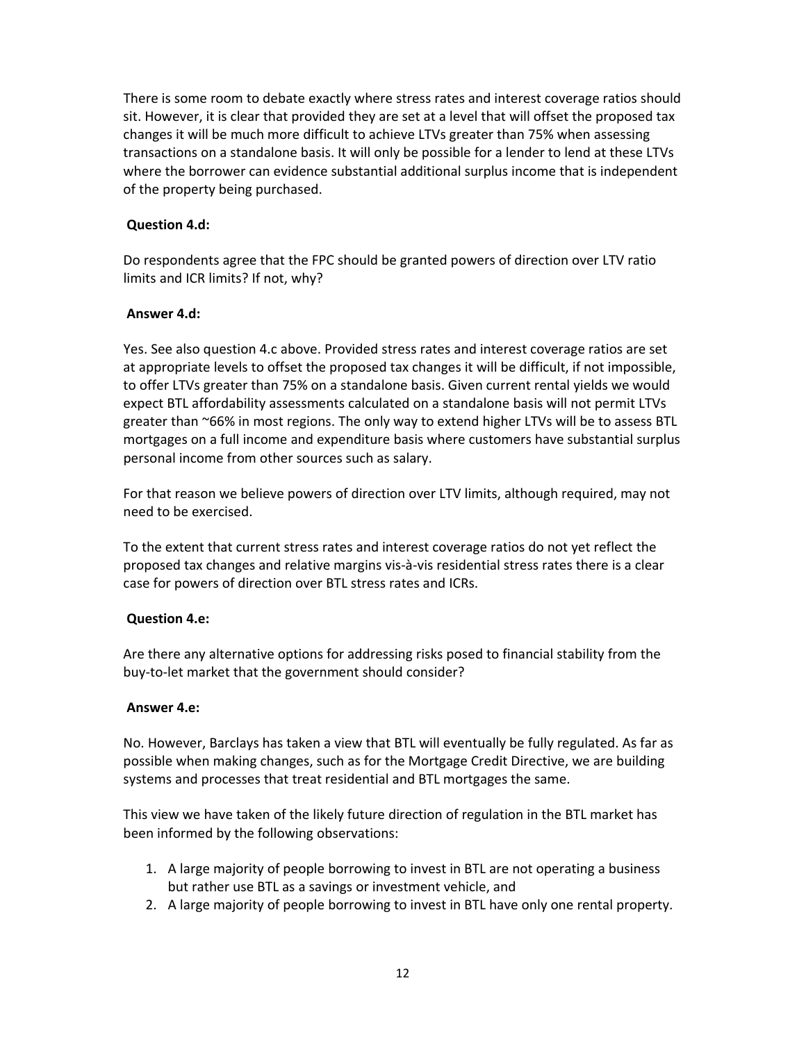There is some room to debate exactly where stress rates and interest coverage ratios should sit. However, it is clear that provided they are set at a level that will offset the proposed tax changes it will be much more difficult to achieve LTVs greater than 75% when assessing transactions on a standalone basis. It will only be possible for a lender to lend at these LTVs where the borrower can evidence substantial additional surplus income that is independent of the property being purchased.

**Question 4.d:**

Do respondents agree that the FPC should be granted powers of direction over LTV ratio limits and ICR limits? If not, why?

**Answer 4.d:**

Yes. See also question 4.c above. Provided stress rates and interest coverage ratios are set at appropriate levels to offset the proposed tax changes it will be difficult, if not impossible, to offer LTVs greater than 75% on a standalone basis. Given current rental yields we would expect BTL affordability assessments calculated on a standalone basis will not permit LTVs greater than ~66% in most regions. The only way to extend higher LTVs will be to assess BTL mortgages on a full income and expenditure basis where customers have substantial surplus personal income from other sources such as salary.

For that reason we believe powers of direction over LTV limits, although required, may not need to be exercised.

To the extent that current stress rates and interest coverage ratios do not yet reflect the proposed tax changes and relative margins vis-à-vis residential stress rates there is a clear case for powers of direction over BTL stress rates and ICRs.

**Question 4.e:**

Are there any alternative options for addressing risks posed to financial stability from the buy-to-let market that the government should consider?

**Answer 4.e:**

No. However, Barclays has taken a view that BTL will eventually be fully regulated. As far as possible when making changes, such as for the Mortgage Credit Directive, we are building systems and processes that treat residential and BTL mortgages the same.

This view we have taken of the likely future direction of regulation in the BTL market has been informed by the following observations:

1. A large majority of people borrowing to invest in BTL are not operating a business but rather use BTL as a savings or investment vehicle, and
2. A large majority of people borrowing to invest in BTL have only one rental property.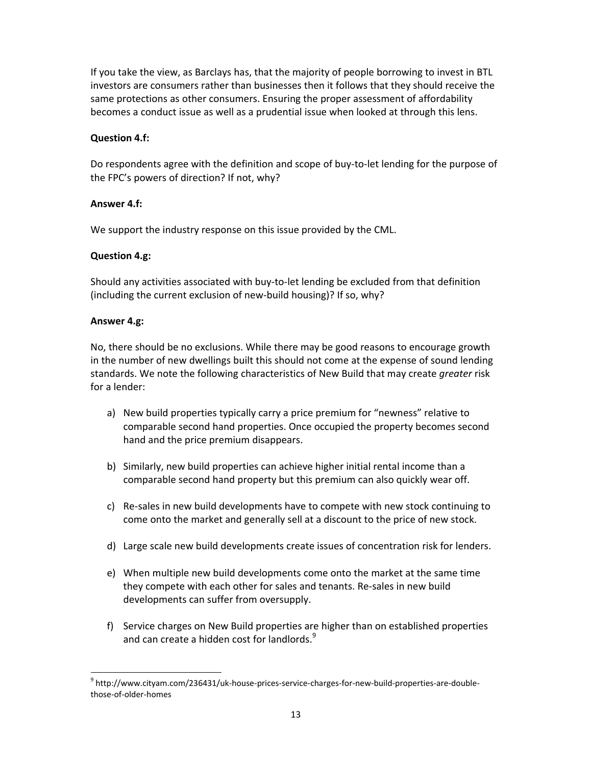If you take the view, as Barclays has, that the majority of people borrowing to invest in BTL investors are consumers rather than businesses then it follows that they should receive the same protections as other consumers. Ensuring the proper assessment of affordability becomes a conduct issue as well as a prudential issue when looked at through this lens.

**Question 4.f:**

Do respondents agree with the definition and scope of buy-to-let lending for the purpose of the FPC's powers of direction? If not, why?

**Answer 4.f:**

We support the industry response on this issue provided by the CML.

**Question 4.g:**

Should any activities associated with buy-to-let lending be excluded from that definition (including the current exclusion of new-build housing)? If so, why?

**Answer 4.g:**

No, there should be no exclusions. While there may be good reasons to encourage growth in the number of new dwellings built this should not come at the expense of sound lending standards. We note the following characteristics of New Build that may create *greater* risk for a lender:

a) New build properties typically carry a price premium for "newness" relative to comparable second hand properties. Once occupied the property becomes second hand and the price premium disappears.

b) Similarly, new build properties can achieve higher initial rental income than a comparable second hand property but this premium can also quickly wear off.

c) Re-sales in new build developments have to compete with new stock continuing to come onto the market and generally sell at a discount to the price of new stock.

d) Large scale new build developments create issues of concentration risk for lenders.

e) When multiple new build developments come onto the market at the same time they compete with each other for sales and tenants. Re-sales in new build developments can suffer from oversupply.

f) Service charges on New Build properties are higher than on established properties and can create a hidden cost for landlords.[9]

[9] http://www.cityam.com/236431/uk-house-prices-service-charges-for-new-build-properties-are-double-those-of-older-homes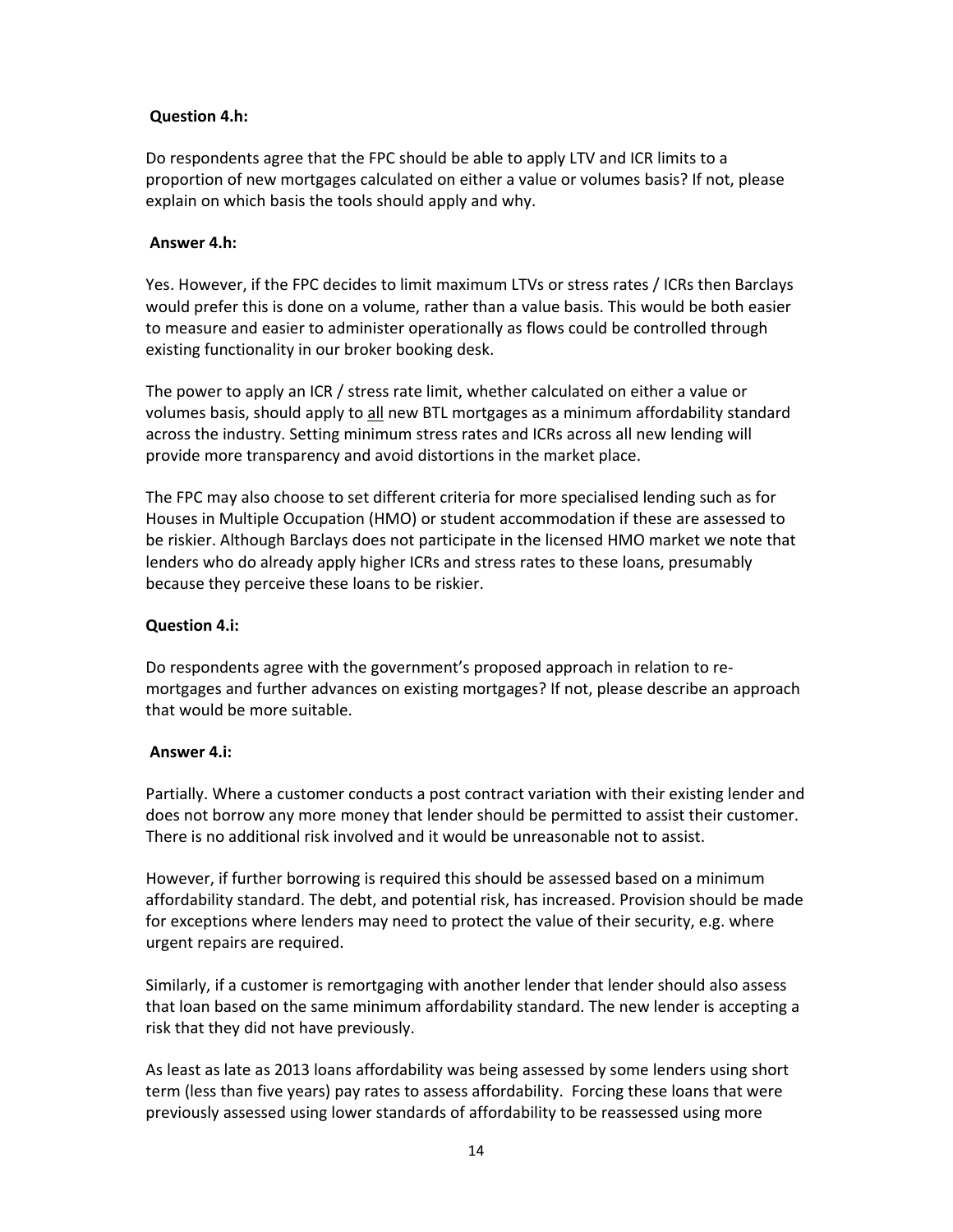**Question 4.h:**

Do respondents agree that the FPC should be able to apply LTV and ICR limits to a proportion of new mortgages calculated on either a value or volumes basis? If not, please explain on which basis the tools should apply and why.

**Answer 4.h:**

Yes. However, if the FPC decides to limit maximum LTVs or stress rates / ICRs then Barclays would prefer this is done on a volume, rather than a value basis. This would be both easier to measure and easier to administer operationally as flows could be controlled through existing functionality in our broker booking desk.

The power to apply an ICR / stress rate limit, whether calculated on either a value or volumes basis, should apply to <u>all</u> new BTL mortgages as a minimum affordability standard across the industry. Setting minimum stress rates and ICRs across all new lending will provide more transparency and avoid distortions in the market place.

The FPC may also choose to set different criteria for more specialised lending such as for Houses in Multiple Occupation (HMO) or student accommodation if these are assessed to be riskier. Although Barclays does not participate in the licensed HMO market we note that lenders who do already apply higher ICRs and stress rates to these loans, presumably because they perceive these loans to be riskier.

**Question 4.i:**

Do respondents agree with the government's proposed approach in relation to re-mortgages and further advances on existing mortgages? If not, please describe an approach that would be more suitable.

**Answer 4.i:**

Partially. Where a customer conducts a post contract variation with their existing lender and does not borrow any more money that lender should be permitted to assist their customer. There is no additional risk involved and it would be unreasonable not to assist.

However, if further borrowing is required this should be assessed based on a minimum affordability standard. The debt, and potential risk, has increased. Provision should be made for exceptions where lenders may need to protect the value of their security, e.g. where urgent repairs are required.

Similarly, if a customer is remortgaging with another lender that lender should also assess that loan based on the same minimum affordability standard. The new lender is accepting a risk that they did not have previously.

As least as late as 2013 loans affordability was being assessed by some lenders using short term (less than five years) pay rates to assess affordability. Forcing these loans that were previously assessed using lower standards of affordability to be reassessed using more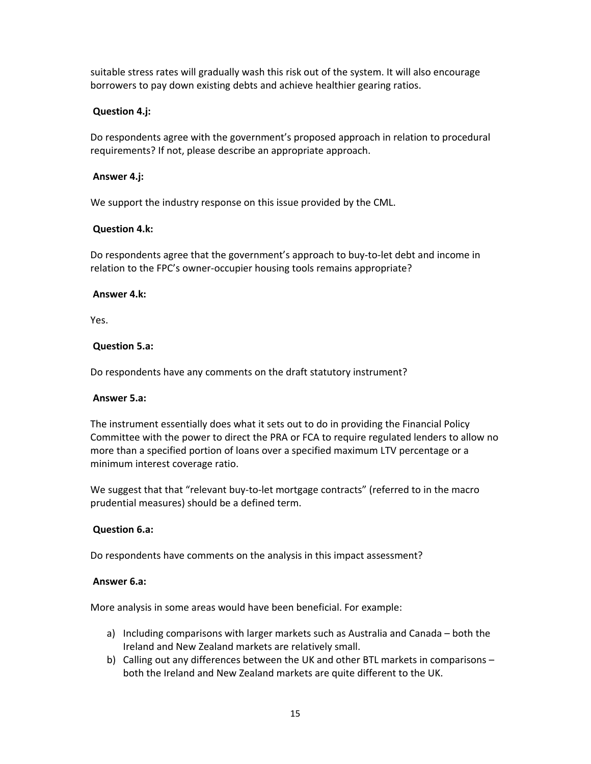suitable stress rates will gradually wash this risk out of the system. It will also encourage borrowers to pay down existing debts and achieve healthier gearing ratios.

**Question 4.j:**

Do respondents agree with the government's proposed approach in relation to procedural requirements? If not, please describe an appropriate approach.

**Answer 4.j:**

We support the industry response on this issue provided by the CML.

**Question 4.k:**

Do respondents agree that the government's approach to buy-to-let debt and income in relation to the FPC's owner-occupier housing tools remains appropriate?

**Answer 4.k:**

Yes.

**Question 5.a:**

Do respondents have any comments on the draft statutory instrument?

**Answer 5.a:**

The instrument essentially does what it sets out to do in providing the Financial Policy Committee with the power to direct the PRA or FCA to require regulated lenders to allow no more than a specified portion of loans over a specified maximum LTV percentage or a minimum interest coverage ratio.

We suggest that that "relevant buy-to-let mortgage contracts" (referred to in the macro prudential measures) should be a defined term.

**Question 6.a:**

Do respondents have comments on the analysis in this impact assessment?

**Answer 6.a:**

More analysis in some areas would have been beneficial. For example:

a) Including comparisons with larger markets such as Australia and Canada – both the Ireland and New Zealand markets are relatively small.
b) Calling out any differences between the UK and other BTL markets in comparisons – both the Ireland and New Zealand markets are quite different to the UK.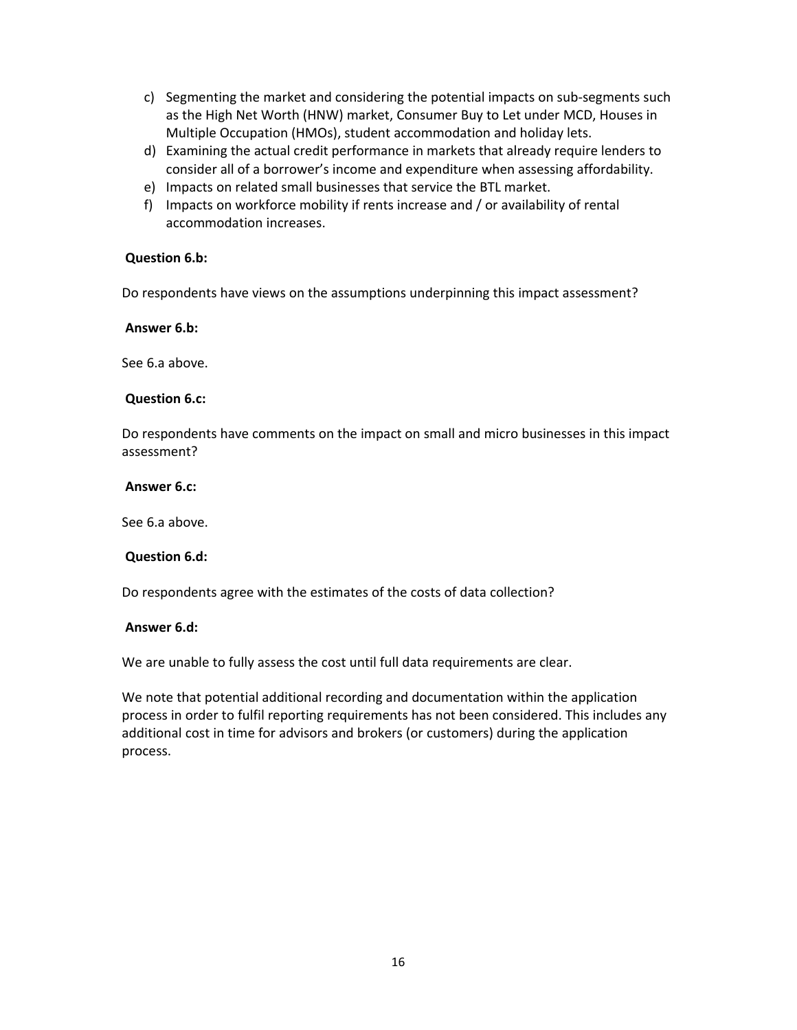c) Segmenting the market and considering the potential impacts on sub-segments such as the High Net Worth (HNW) market, Consumer Buy to Let under MCD, Houses in Multiple Occupation (HMOs), student accommodation and holiday lets.
d) Examining the actual credit performance in markets that already require lenders to consider all of a borrower's income and expenditure when assessing affordability.
e) Impacts on related small businesses that service the BTL market.
f) Impacts on workforce mobility if rents increase and / or availability of rental accommodation increases.

**Question 6.b:**

Do respondents have views on the assumptions underpinning this impact assessment?

**Answer 6.b:**

See 6.a above.

**Question 6.c:**

Do respondents have comments on the impact on small and micro businesses in this impact assessment?

**Answer 6.c:**

See 6.a above.

**Question 6.d:**

Do respondents agree with the estimates of the costs of data collection?

**Answer 6.d:**

We are unable to fully assess the cost until full data requirements are clear.

We note that potential additional recording and documentation within the application process in order to fulfil reporting requirements has not been considered. This includes any additional cost in time for advisors and brokers (or customers) during the application process.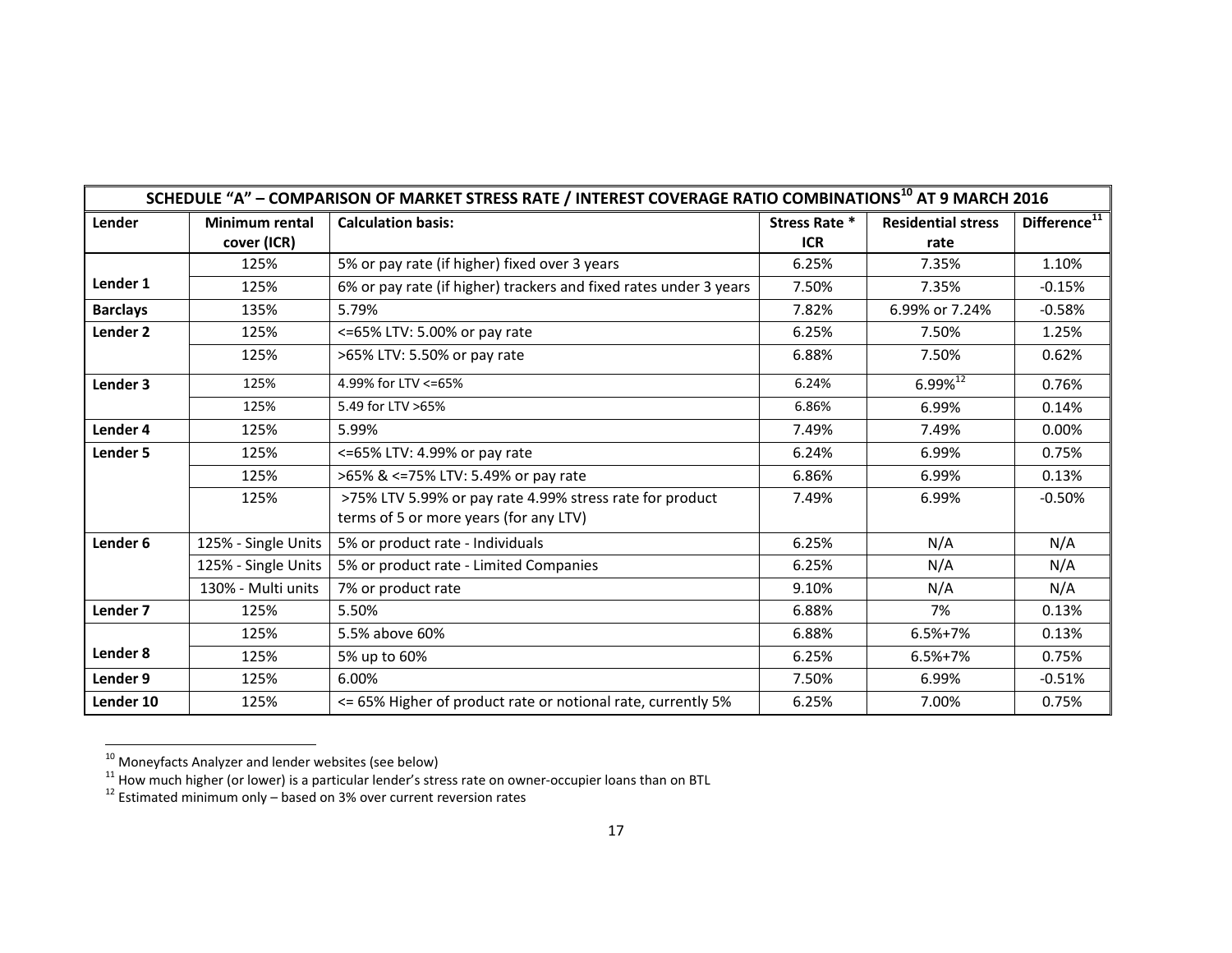| SCHEDULE "A" – COMPARISON OF MARKET STRESS RATE / INTEREST COVERAGE RATIO COMBINATIONS[10] AT 9 MARCH 2016 | | | | | |
|---|---|---|---|---|---|
| **Lender** | **Minimum rental cover (ICR)** | **Calculation basis:** | **Stress Rate * ICR** | **Residential stress rate** | **Difference[11]** |
| **Lender 1** | 125% | 5% or pay rate (if higher) fixed over 3 years | 6.25% | 7.35% | 1.10% |
| | 125% | 6% or pay rate (if higher) trackers and fixed rates under 3 years | 7.50% | 7.35% | -0.15% |
| **Barclays** | 135% | 5.79% | 7.82% | 6.99% or 7.24% | -0.58% |
| **Lender 2** | 125% | <=65% LTV: 5.00% or pay rate | 6.25% | 7.50% | 1.25% |
| | 125% | >65% LTV: 5.50% or pay rate | 6.88% | 7.50% | 0.62% |
| **Lender 3** | 125% | 4.99% for LTV <=65% | 6.24% | 6.99%[12] | 0.76% |
| | 125% | 5.49 for LTV >65% | 6.86% | 6.99% | 0.14% |
| **Lender 4** | 125% | 5.99% | 7.49% | 7.49% | 0.00% |
| **Lender 5** | 125% | <=65% LTV: 4.99% or pay rate | 6.24% | 6.99% | 0.75% |
| | 125% | >65% & <=75% LTV: 5.49% or pay rate | 6.86% | 6.99% | 0.13% |
| | 125% | >75% LTV 5.99% or pay rate 4.99% stress rate for product terms of 5 or more years (for any LTV) | 7.49% | 6.99% | -0.50% |
| **Lender 6** | 125% - Single Units | 5% or product rate - Individuals | 6.25% | N/A | N/A |
| | 125% - Single Units | 5% or product rate - Limited Companies | 6.25% | N/A | N/A |
| | 130% - Multi units | 7% or product rate | 9.10% | N/A | N/A |
| **Lender 7** | 125% | 5.50% | 6.88% | 7% | 0.13% |
| **Lender 8** | 125% | 5.5% above 60% | 6.88% | 6.5%+7% | 0.13% |
| | 125% | 5% up to 60% | 6.25% | 6.5%+7% | 0.75% |
| **Lender 9** | 125% | 6.00% | 7.50% | 6.99% | -0.51% |
| **Lender 10** | 125% | <= 65% Higher of product rate or notional rate, currently 5% | 6.25% | 7.00% | 0.75% |

[10] Moneyfacts Analyzer and lender websites (see below)

[11] How much higher (or lower) is a particular lender's stress rate on owner-occupier loans than on BTL

[12] Estimated minimum only – based on 3% over current reversion rates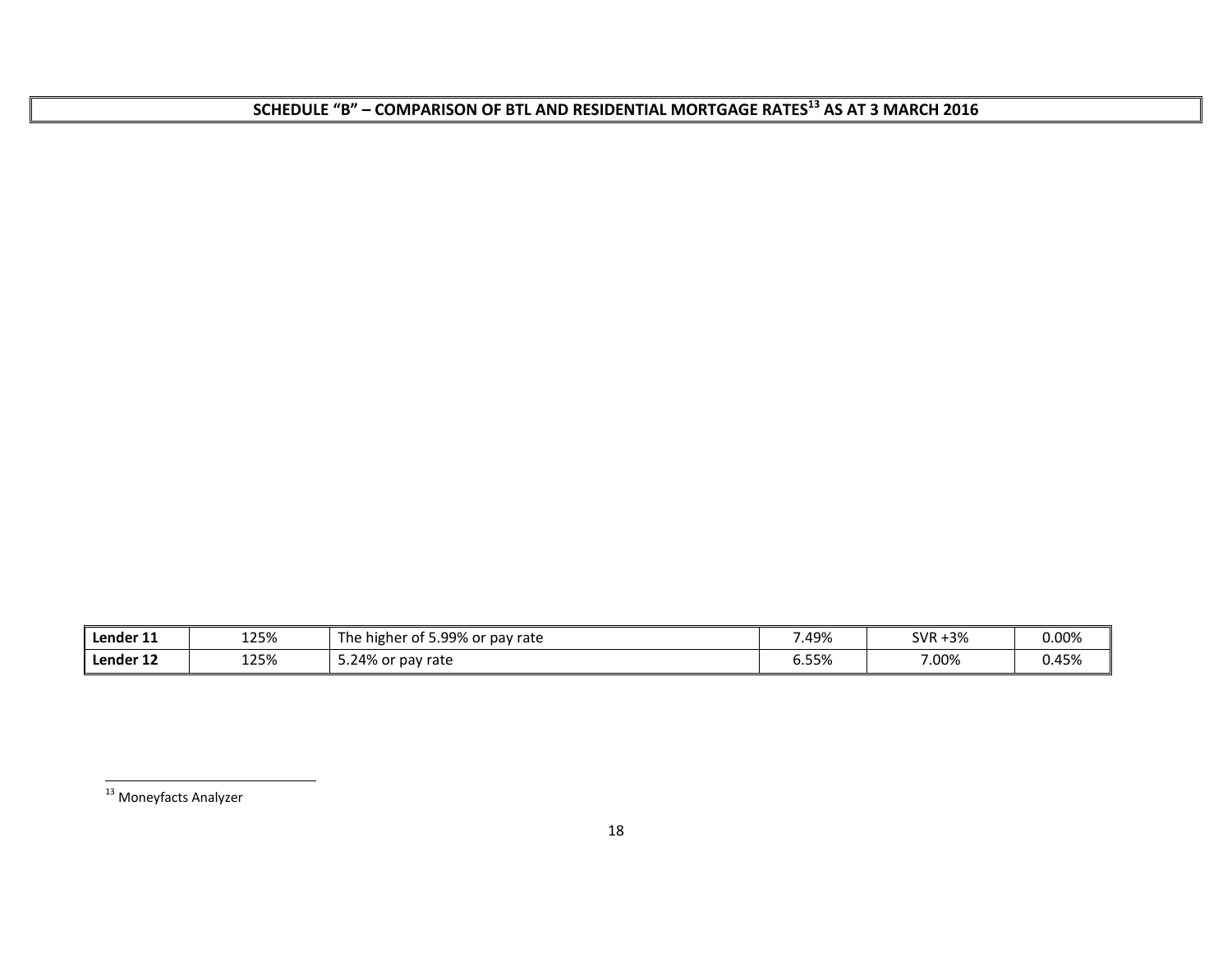## SCHEDULE "B" – COMPARISON OF BTL AND RESIDENTIAL MORTGAGE RATES[13] AS AT 3 MARCH 2016

| | | | | | |
|---|---|---|---|---|---|
| **Lender 11** | 125% | The higher of 5.99% or pay rate | 7.49% | SVR +3% | 0.00% |
| **Lender 12** | 125% | 5.24% or pay rate | 6.55% | 7.00% | 0.45% |

[13] Moneyfacts Analyzer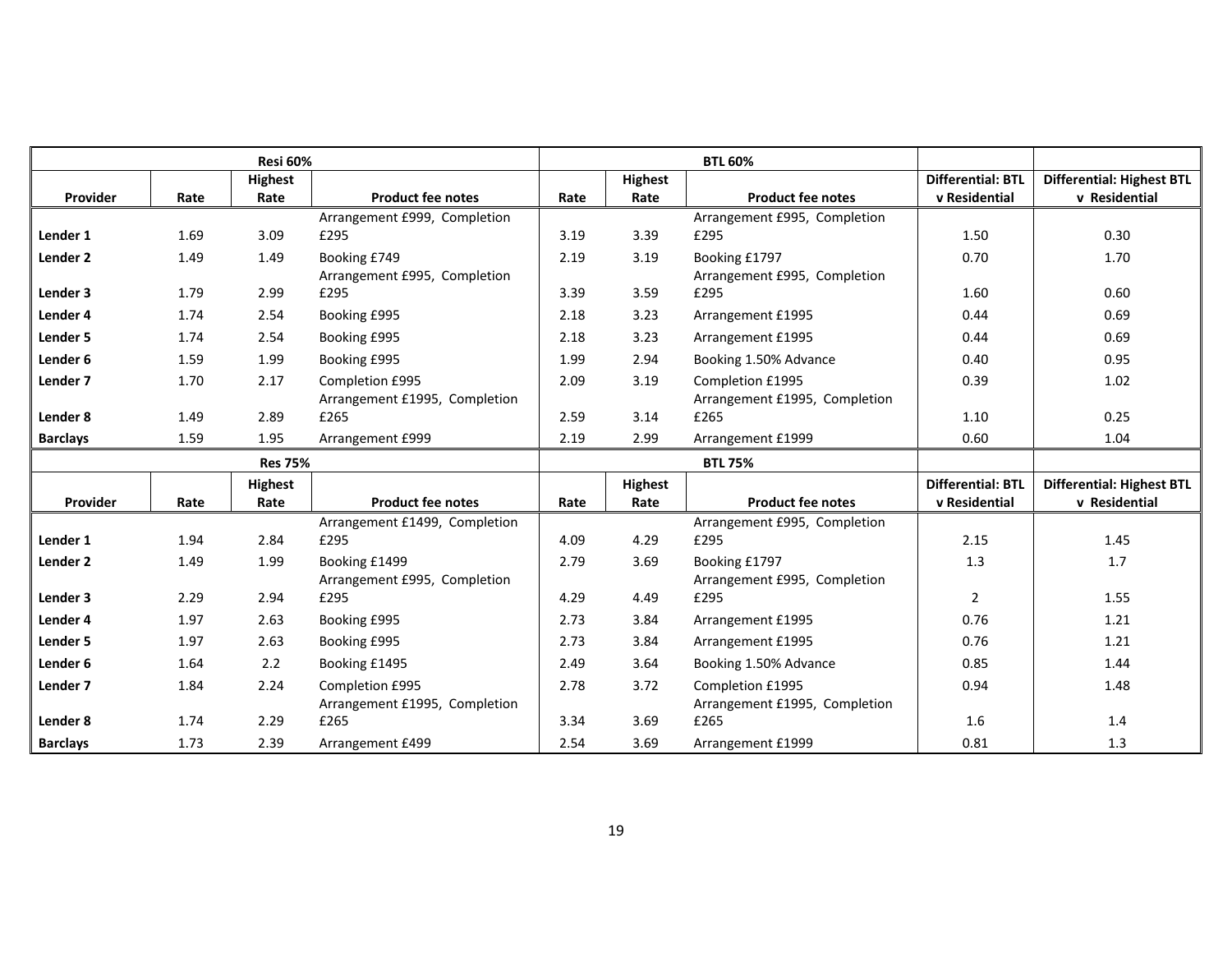| Resi 60% | | | | BTL 60% | | | | |
|---|---|---|---|---|---|---|---|---|
| Provider | Rate | Highest Rate | Product fee notes | Rate | Highest Rate | Product fee notes | Differential: BTL v Residential | Differential: Highest BTL v Residential |
| Lender 1 | 1.69 | 3.09 | Arrangement £999, Completion £295 | 3.19 | 3.39 | Arrangement £995, Completion £295 | 1.50 | 0.30 |
| Lender 2 | 1.49 | 1.49 | Booking £749 | 2.19 | 3.19 | Booking £1797 | 0.70 | 1.70 |
| Lender 3 | 1.79 | 2.99 | Arrangement £995, Completion £295 | 3.39 | 3.59 | Arrangement £995, Completion £295 | 1.60 | 0.60 |
| Lender 4 | 1.74 | 2.54 | Booking £995 | 2.18 | 3.23 | Arrangement £1995 | 0.44 | 0.69 |
| Lender 5 | 1.74 | 2.54 | Booking £995 | 2.18 | 3.23 | Arrangement £1995 | 0.44 | 0.69 |
| Lender 6 | 1.59 | 1.99 | Booking £995 | 1.99 | 2.94 | Booking 1.50% Advance | 0.40 | 0.95 |
| Lender 7 | 1.70 | 2.17 | Completion £995 | 2.09 | 3.19 | Completion £1995 | 0.39 | 1.02 |
| Lender 8 | 1.49 | 2.89 | Arrangement £1995, Completion £265 | 2.59 | 3.14 | Arrangement £1995, Completion £265 | 1.10 | 0.25 |
| Barclays | 1.59 | 1.95 | Arrangement £999 | 2.19 | 2.99 | Arrangement £1999 | 0.60 | 1.04 |

| Res 75% | | | | BTL 75% | | | | |
|---|---|---|---|---|---|---|---|---|
| Provider | Rate | Highest Rate | Product fee notes | Rate | Highest Rate | Product fee notes | Differential: BTL v Residential | Differential: Highest BTL v Residential |
| Lender 1 | 1.94 | 2.84 | Arrangement £1499, Completion £295 | 4.09 | 4.29 | Arrangement £995, Completion £295 | 2.15 | 1.45 |
| Lender 2 | 1.49 | 1.99 | Booking £1499 | 2.79 | 3.69 | Booking £1797 | 1.3 | 1.7 |
| Lender 3 | 2.29 | 2.94 | Arrangement £995, Completion £295 | 4.29 | 4.49 | Arrangement £995, Completion £295 | 2 | 1.55 |
| Lender 4 | 1.97 | 2.63 | Booking £995 | 2.73 | 3.84 | Arrangement £1995 | 0.76 | 1.21 |
| Lender 5 | 1.97 | 2.63 | Booking £995 | 2.73 | 3.84 | Arrangement £1995 | 0.76 | 1.21 |
| Lender 6 | 1.64 | 2.2 | Booking £1495 | 2.49 | 3.64 | Booking 1.50% Advance | 0.85 | 1.44 |
| Lender 7 | 1.84 | 2.24 | Completion £995 | 2.78 | 3.72 | Completion £1995 | 0.94 | 1.48 |
| Lender 8 | 1.74 | 2.29 | Arrangement £1995, Completion £265 | 3.34 | 3.69 | Arrangement £1995, Completion £265 | 1.6 | 1.4 |
| Barclays | 1.73 | 2.39 | Arrangement £499 | 2.54 | 3.69 | Arrangement £1999 | 0.81 | 1.3 |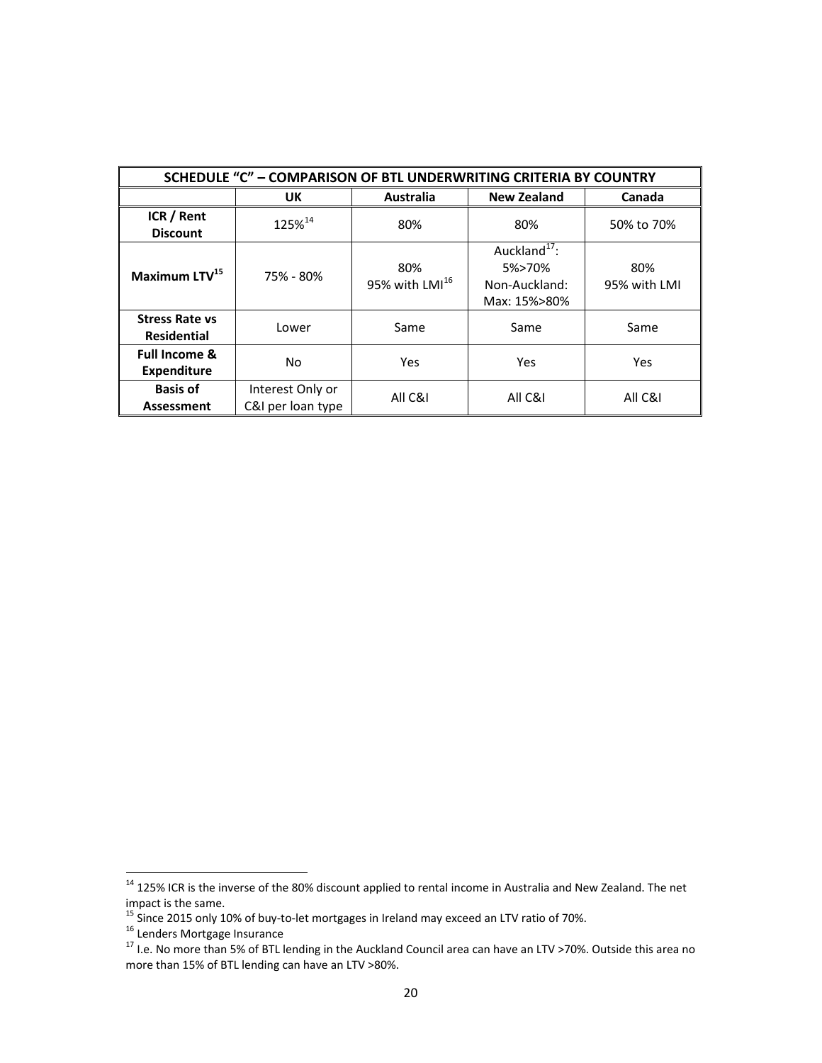| SCHEDULE "C" – COMPARISON OF BTL UNDERWRITING CRITERIA BY COUNTRY | | | | |
|---|---|---|---|---|
| | **UK** | **Australia** | **New Zealand** | **Canada** |
| **ICR / Rent Discount** | 125%[14] | 80% | 80% | 50% to 70% |
| **Maximum LTV[15]** | 75% - 80% | 80%<br>95% with LMI[16] | Auckland[17]:<br>5%>70%<br>Non-Auckland:<br>Max: 15%>80% | 80%<br>95% with LMI |
| **Stress Rate vs Residential** | Lower | Same | Same | Same |
| **Full Income & Expenditure** | No | Yes | Yes | Yes |
| **Basis of Assessment** | Interest Only or C&I per loan type | All C&I | All C&I | All C&I |

[14] 125% ICR is the inverse of the 80% discount applied to rental income in Australia and New Zealand. The net impact is the same.

[15] Since 2015 only 10% of buy-to-let mortgages in Ireland may exceed an LTV ratio of 70%.

[16] Lenders Mortgage Insurance

[17] I.e. No more than 5% of BTL lending in the Auckland Council area can have an LTV >70%. Outside this area no more than 15% of BTL lending can have an LTV >80%.